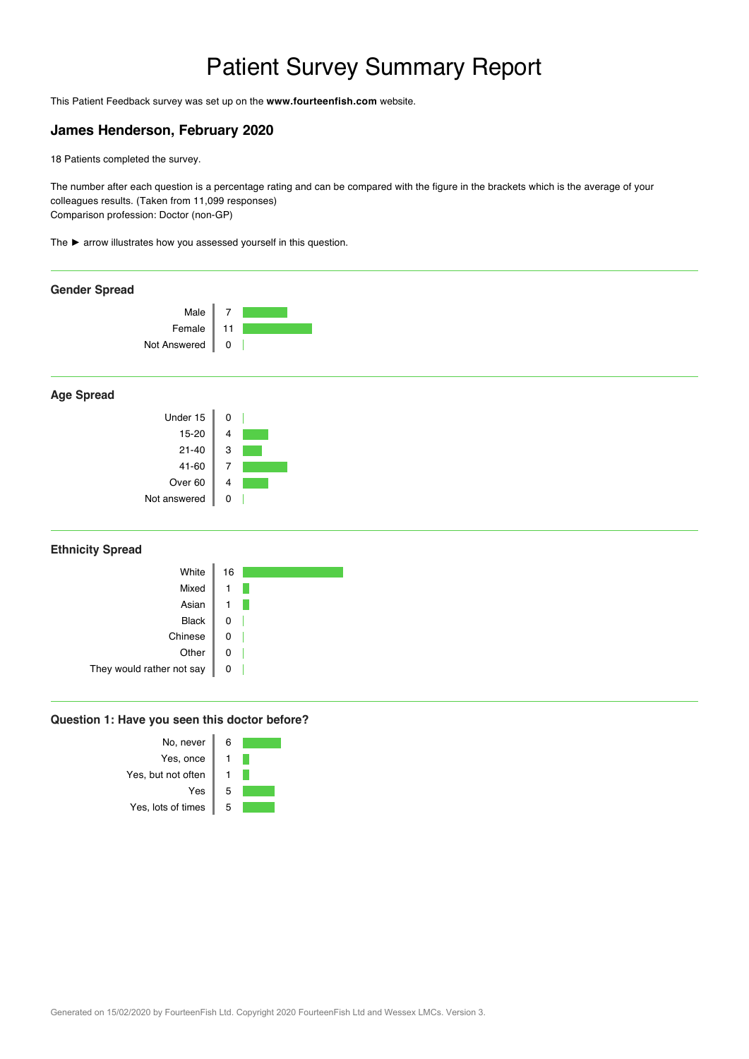# Patient Survey Summary Report

This Patient Feedback survey was set up on the **www.fourteenfish.com** website.

## James Henderson, February 2020

18 Patients completed the survey.

The number after each question is a percentage rating and can be compared with the figure in the brackets which is the average of your colleagues results. (Taken from 11,099 responses)
Comparison profession: Doctor (non-GP)

The ► arrow illustrates how you assessed yourself in this question.

---

### Gender Spread

| | |
|---|---|
| Male | 7 |
| Female | 11 |
| Not Answered | 0 |

---

### Age Spread

| | |
|---|---|
| Under 15 | 0 |
| 15-20 | 4 |
| 21-40 | 3 |
| 41-60 | 7 |
| Over 60 | 4 |
| Not answered | 0 |

---

### Ethnicity Spread

| | |
|---|---|
| White | 16 |
| Mixed | 1 |
| Asian | 1 |
| Black | 0 |
| Chinese | 0 |
| Other | 0 |
| They would rather not say | 0 |

---

### Question 1: Have you seen this doctor before?

| | |
|---|---|
| No, never | 6 |
| Yes, once | 1 |
| Yes, but not often | 1 |
| Yes | 5 |
| Yes, lots of times | 5 |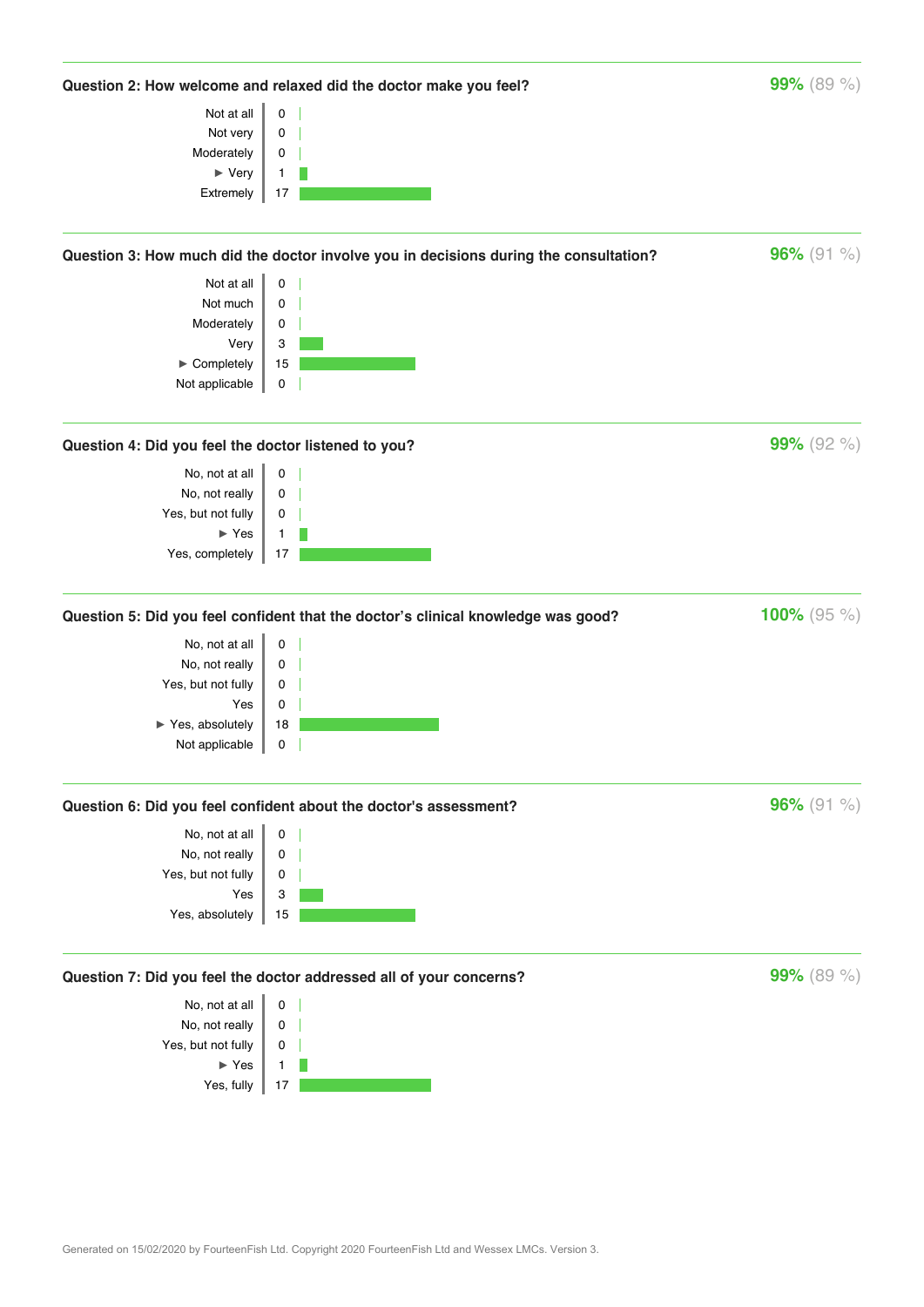### Question 2: How welcome and relaxed did the doctor make you feel?

**99%** (89 %)

| Response | Count |
|---|---|
| Not at all | 0 |
| Not very | 0 |
| Moderately | 0 |
| ► Very | 1 |
| Extremely | 17 |

### Question 3: How much did the doctor involve you in decisions during the consultation?

**96%** (91 %)

| Response | Count |
|---|---|
| Not at all | 0 |
| Not much | 0 |
| Moderately | 0 |
| Very | 3 |
| ► Completely | 15 |
| Not applicable | 0 |

### Question 4: Did you feel the doctor listened to you?

**99%** (92 %)

| Response | Count |
|---|---|
| No, not at all | 0 |
| No, not really | 0 |
| Yes, but not fully | 0 |
| ► Yes | 1 |
| Yes, completely | 17 |

### Question 5: Did you feel confident that the doctor's clinical knowledge was good?

**100%** (95 %)

| Response | Count |
|---|---|
| No, not at all | 0 |
| No, not really | 0 |
| Yes, but not fully | 0 |
| Yes | 0 |
| ► Yes, absolutely | 18 |
| Not applicable | 0 |

### Question 6: Did you feel confident about the doctor's assessment?

**96%** (91 %)

| Response | Count |
|---|---|
| No, not at all | 0 |
| No, not really | 0 |
| Yes, but not fully | 0 |
| Yes | 3 |
| Yes, absolutely | 15 |

### Question 7: Did you feel the doctor addressed all of your concerns?

**99%** (89 %)

| Response | Count |
|---|---|
| No, not at all | 0 |
| No, not really | 0 |
| Yes, but not fully | 0 |
| ► Yes | 1 |
| Yes, fully | 17 |

Generated on 15/02/2020 by FourteenFish Ltd. Copyright 2020 FourteenFish Ltd and Wessex LMCs. Version 3.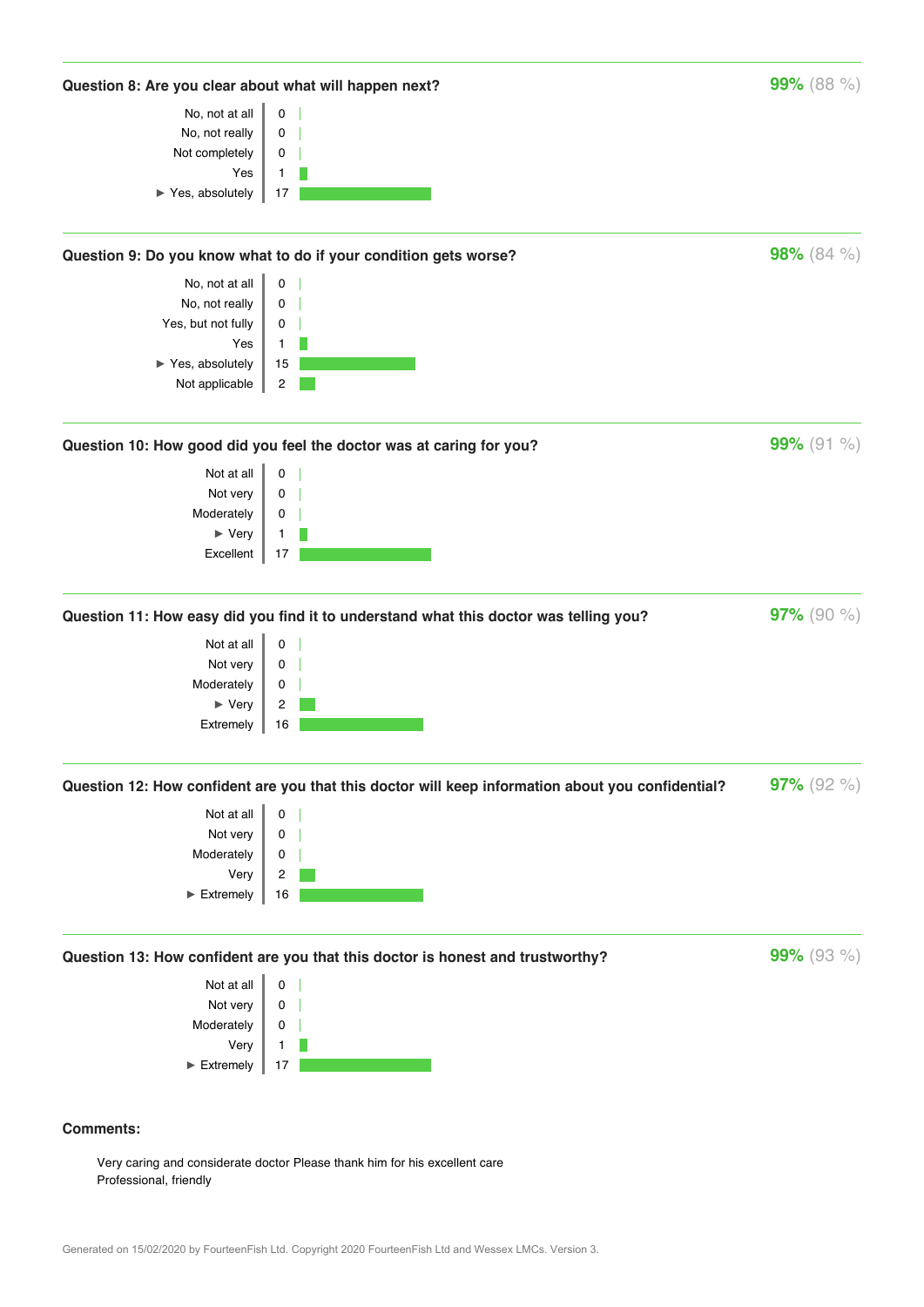### Question 8: Are you clear about what will happen next?

**99%** (88 %)

| Response | Count |
|---|---|
| No, not at all | 0 |
| No, not really | 0 |
| Not completely | 0 |
| Yes | 1 |
| ► Yes, absolutely | 17 |

### Question 9: Do you know what to do if your condition gets worse?

**98%** (84 %)

| Response | Count |
|---|---|
| No, not at all | 0 |
| No, not really | 0 |
| Yes, but not fully | 0 |
| Yes | 1 |
| ► Yes, absolutely | 15 |
| Not applicable | 2 |

### Question 10: How good did you feel the doctor was at caring for you?

**99%** (91 %)

| Response | Count |
|---|---|
| Not at all | 0 |
| Not very | 0 |
| Moderately | 0 |
| ► Very | 1 |
| Excellent | 17 |

### Question 11: How easy did you find it to understand what this doctor was telling you?

**97%** (90 %)

| Response | Count |
|---|---|
| Not at all | 0 |
| Not very | 0 |
| Moderately | 0 |
| ► Very | 2 |
| Extremely | 16 |

### Question 12: How confident are you that this doctor will keep information about you confidential?

**97%** (92 %)

| Response | Count |
|---|---|
| Not at all | 0 |
| Not very | 0 |
| Moderately | 0 |
| Very | 2 |
| ► Extremely | 16 |

### Question 13: How confident are you that this doctor is honest and trustworthy?

**99%** (93 %)

| Response | Count |
|---|---|
| Not at all | 0 |
| Not very | 0 |
| Moderately | 0 |
| Very | 1 |
| ► Extremely | 17 |

### Comments:

Very caring and considerate doctor Please thank him for his excellent care

Professional, friendly

Generated on 15/02/2020 by FourteenFish Ltd. Copyright 2020 FourteenFish Ltd and Wessex LMCs. Version 3.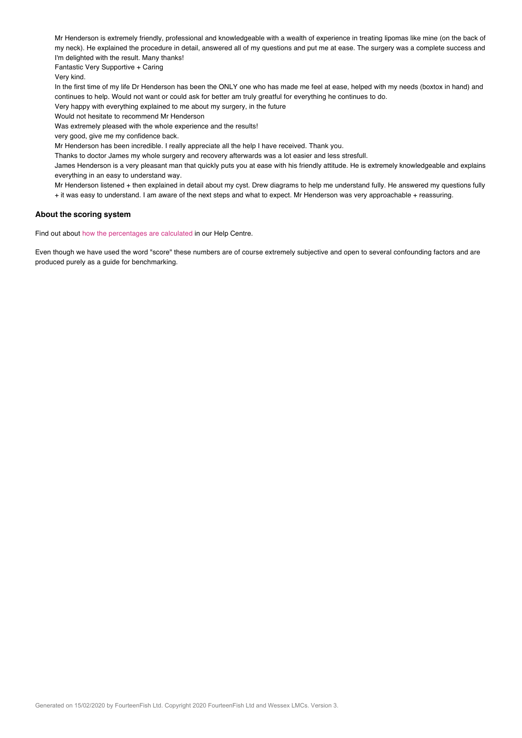Mr Henderson is extremely friendly, professional and knowledgeable with a wealth of experience in treating lipomas like mine (on the back of my neck). He explained the procedure in detail, answered all of my questions and put me at ease. The surgery was a complete success and I'm delighted with the result. Many thanks!

Fantastic Very Supportive + Caring

Very kind.

In the first time of my life Dr Henderson has been the ONLY one who has made me feel at ease, helped with my needs (boxtox in hand) and continues to help. Would not want or could ask for better am truly greatful for everything he continues to do.

Very happy with everything explained to me about my surgery, in the future

Would not hesitate to recommend Mr Henderson

Was extremely pleased with the whole experience and the results!

very good, give me my confidence back.

Mr Henderson has been incredible. I really appreciate all the help I have received. Thank you.

Thanks to doctor James my whole surgery and recovery afterwards was a lot easier and less stresfull.

James Henderson is a very pleasant man that quickly puts you at ease with his friendly attitude. He is extremely knowledgeable and explains everything in an easy to understand way.

Mr Henderson listened + then explained in detail about my cyst. Drew diagrams to help me understand fully. He answered my questions fully + it was easy to understand. I am aware of the next steps and what to expect. Mr Henderson was very approachable + reassuring.

### About the scoring system

Find out about how the percentages are calculated in our Help Centre.

Even though we have used the word "score" these numbers are of course extremely subjective and open to several confounding factors and are produced purely as a guide for benchmarking.